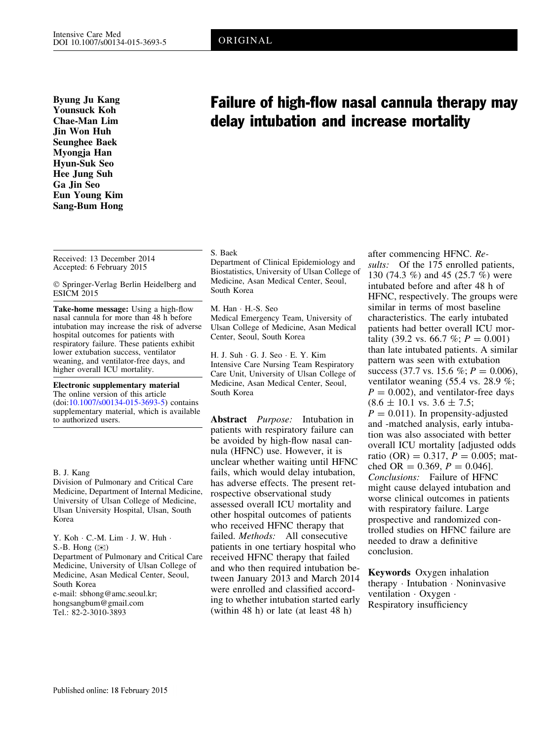ORIGINAL

# Failure of high-flow nasal cannula therapy may delay intubation and increase mortality

**Byung Ju Kang**
**Younsuck Koh**
**Chae-Man Lim**
**Jin Won Huh**
**Seunghee Baek**
**Myongja Han**
**Hyun-Suk Seo**
**Hee Jung Suh**
**Ga Jin Seo**
**Eun Young Kim**
**Sang-Bum Hong**

Received: 13 December 2014
Accepted: 6 February 2015

© Springer-Verlag Berlin Heidelberg and ESICM 2015

**Take-home message:** Using a high-flow nasal cannula for more than 48 h before intubation may increase the risk of adverse hospital outcomes for patients with respiratory failure. These patients exhibit lower extubation success, ventilator weaning, and ventilator-free days, and higher overall ICU mortality.

**Electronic supplementary material** The online version of this article (doi:10.1007/s00134-015-3693-5) contains supplementary material, which is available to authorized users.

B. J. Kang
Division of Pulmonary and Critical Care Medicine, Department of Internal Medicine, University of Ulsan College of Medicine, Ulsan University Hospital, Ulsan, South Korea

Y. Koh · C.-M. Lim · J. W. Huh · S.-B. Hong (✉)
Department of Pulmonary and Critical Care Medicine, University of Ulsan College of Medicine, Asan Medical Center, Seoul, South Korea
e-mail: sbhong@amc.seoul.kr; hongsangbum@gmail.com
Tel.: 82-2-3010-3893

S. Baek
Department of Clinical Epidemiology and Biostatistics, University of Ulsan College of Medicine, Asan Medical Center, Seoul, South Korea

M. Han · H.-S. Seo
Medical Emergency Team, University of Ulsan College of Medicine, Asan Medical Center, Seoul, South Korea

H. J. Suh · G. J. Seo · E. Y. Kim
Intensive Care Nursing Team Respiratory Care Unit, University of Ulsan College of Medicine, Asan Medical Center, Seoul, South Korea

**Abstract** *Purpose:* Intubation in patients with respiratory failure can be avoided by high-flow nasal cannula (HFNC) use. However, it is unclear whether waiting until HFNC fails, which would delay intubation, has adverse effects. The present retrospective observational study assessed overall ICU mortality and other hospital outcomes of patients who received HFNC therapy that failed. *Methods:* All consecutive patients in one tertiary hospital who received HFNC therapy that failed and who then required intubation between January 2013 and March 2014 were enrolled and classified according to whether intubation started early (within 48 h) or late (at least 48 h) after commencing HFNC. *Results:* Of the 175 enrolled patients, 130 (74.3 %) and 45 (25.7 %) were intubated before and after 48 h of HFNC, respectively. The groups were similar in terms of most baseline characteristics. The early intubated patients had better overall ICU mortality (39.2 vs. 66.7 %; $P = 0.001$) than late intubated patients. A similar pattern was seen with extubation success (37.7 vs. 15.6 %; $P = 0.006$), ventilator weaning (55.4 vs. 28.9 %; $P = 0.002$), and ventilator-free days ($8.6 \pm 10.1$ vs. $3.6 \pm 7.5$; $P = 0.011$). In propensity-adjusted and -matched analysis, early intubation was also associated with better overall ICU mortality [adjusted odds ratio (OR) = 0.317, $P = 0.005$; matched OR = 0.369, $P = 0.046$]. *Conclusions:* Failure of HFNC might cause delayed intubation and worse clinical outcomes in patients with respiratory failure. Large prospective and randomized controlled studies on HFNC failure are needed to draw a definitive conclusion.

**Keywords** Oxygen inhalation therapy · Intubation · Noninvasive ventilation · Oxygen · Respiratory insufficiency

Published online: 18 February 2015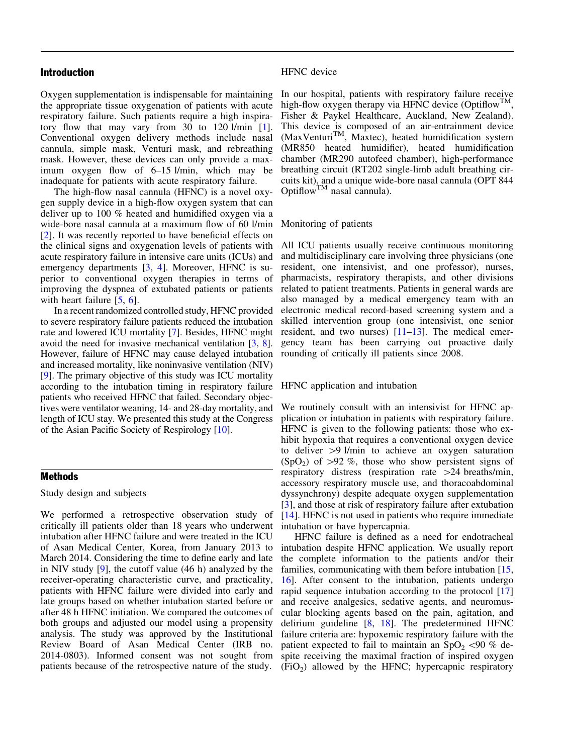## Introduction

Oxygen supplementation is indispensable for maintaining the appropriate tissue oxygenation of patients with acute respiratory failure. Such patients require a high inspiratory flow that may vary from 30 to 120 l/min [1]. Conventional oxygen delivery methods include nasal cannula, simple mask, Venturi mask, and rebreathing mask. However, these devices can only provide a maximum oxygen flow of 6–15 l/min, which may be inadequate for patients with acute respiratory failure.

The high-flow nasal cannula (HFNC) is a novel oxygen supply device in a high-flow oxygen system that can deliver up to 100 % heated and humidified oxygen via a wide-bore nasal cannula at a maximum flow of 60 l/min [2]. It was recently reported to have beneficial effects on the clinical signs and oxygenation levels of patients with acute respiratory failure in intensive care units (ICUs) and emergency departments [3, 4]. Moreover, HFNC is superior to conventional oxygen therapies in terms of improving the dyspnea of extubated patients or patients with heart failure [5, 6].

In a recent randomized controlled study, HFNC provided to severe respiratory failure patients reduced the intubation rate and lowered ICU mortality [7]. Besides, HFNC might avoid the need for invasive mechanical ventilation [3, 8]. However, failure of HFNC may cause delayed intubation and increased mortality, like noninvasive ventilation (NIV) [9]. The primary objective of this study was ICU mortality according to the intubation timing in respiratory failure patients who received HFNC that failed. Secondary objectives were ventilator weaning, 14- and 28-day mortality, and length of ICU stay. We presented this study at the Congress of the Asian Pacific Society of Respirology [10].

## Methods

### Study design and subjects

We performed a retrospective observation study of critically ill patients older than 18 years who underwent intubation after HFNC failure and were treated in the ICU of Asan Medical Center, Korea, from January 2013 to March 2014. Considering the time to define early and late in NIV study [9], the cutoff value (46 h) analyzed by the receiver-operating characteristic curve, and practicality, patients with HFNC failure were divided into early and late groups based on whether intubation started before or after 48 h HFNC initiation. We compared the outcomes of both groups and adjusted our model using a propensity analysis. The study was approved by the Institutional Review Board of Asan Medical Center (IRB no. 2014-0803). Informed consent was not sought from patients because of the retrospective nature of the study.

### HFNC device

In our hospital, patients with respiratory failure receive high-flow oxygen therapy via HFNC device (Optiflow$^{TM}$, Fisher & Paykel Healthcare, Auckland, New Zealand). This device is composed of an air-entrainment device (MaxVenturi$^{TM}$, Maxtec), heated humidification system (MR850 heated humidifier), heated humidification chamber (MR290 autofeed chamber), high-performance breathing circuit (RT202 single-limb adult breathing circuits kit), and a unique wide-bore nasal cannula (OPT 844 Optiflow$^{TM}$ nasal cannula).

### Monitoring of patients

All ICU patients usually receive continuous monitoring and multidisciplinary care involving three physicians (one resident, one intensivist, and one professor), nurses, pharmacists, respiratory therapists, and other divisions related to patient treatments. Patients in general wards are also managed by a medical emergency team with an electronic medical record-based screening system and a skilled intervention group (one intensivist, one senior resident, and two nurses) [11–13]. The medical emergency team has been carrying out proactive daily rounding of critically ill patients since 2008.

### HFNC application and intubation

We routinely consult with an intensivist for HFNC application or intubation in patients with respiratory failure. HFNC is given to the following patients: those who exhibit hypoxia that requires a conventional oxygen device to deliver >9 l/min to achieve an oxygen saturation ($SpO_2$) of >92 %, those who show persistent signs of respiratory distress (respiration rate >24 breaths/min, accessory respiratory muscle use, and thoracoabdominal dyssynchrony) despite adequate oxygen supplementation [3], and those at risk of respiratory failure after extubation [14]. HFNC is not used in patients who require immediate intubation or have hypercapnia.

HFNC failure is defined as a need for endotracheal intubation despite HFNC application. We usually report the complete information to the patients and/or their families, communicating with them before intubation [15, 16]. After consent to the intubation, patients undergo rapid sequence intubation according to the protocol [17] and receive analgesics, sedative agents, and neuromuscular blocking agents based on the pain, agitation, and delirium guideline [8, 18]. The predetermined HFNC failure criteria are: hypoxemic respiratory failure with the patient expected to fail to maintain an $SpO_2$ <90 % despite receiving the maximal fraction of inspired oxygen ($FiO_2$) allowed by the HFNC; hypercapnic respiratory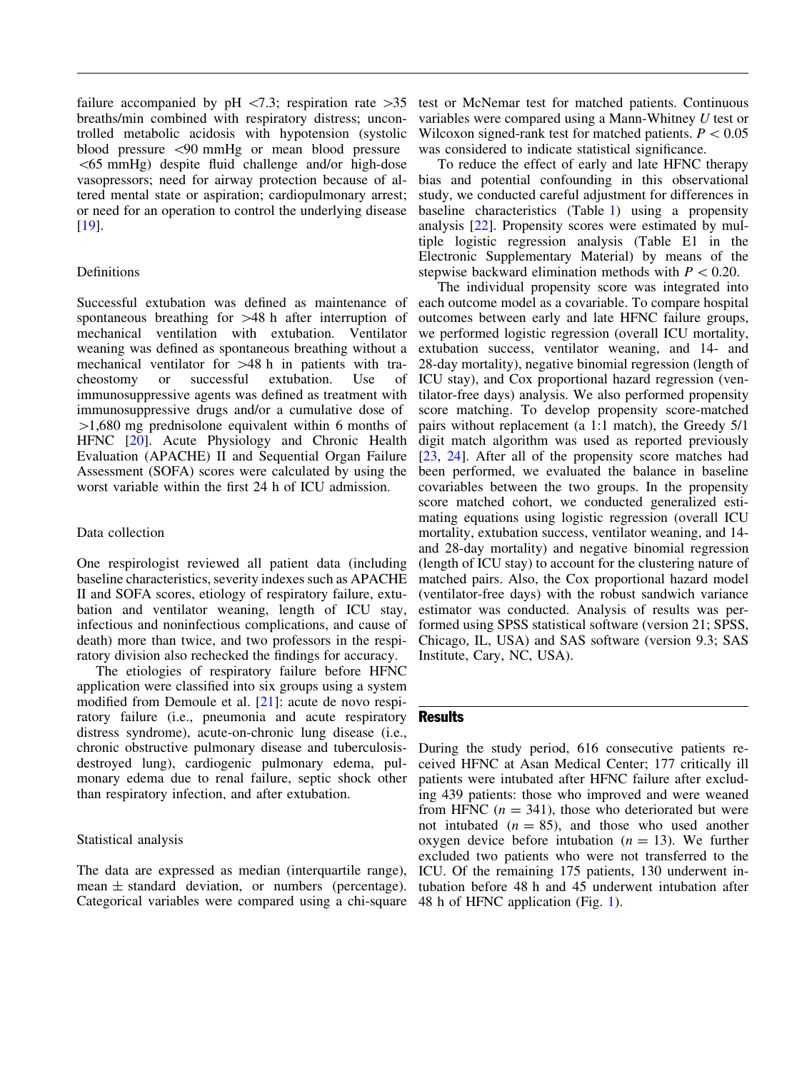failure accompanied by pH <7.3; respiration rate >35 breaths/min combined with respiratory distress; uncontrolled metabolic acidosis with hypotension (systolic blood pressure <90 mmHg or mean blood pressure <65 mmHg) despite fluid challenge and/or high-dose vasopressors; need for airway protection because of altered mental state or aspiration; cardiopulmonary arrest; or need for an operation to control the underlying disease [19].

### Definitions

Successful extubation was defined as maintenance of spontaneous breathing for >48 h after interruption of mechanical ventilation with extubation. Ventilator weaning was defined as spontaneous breathing without a mechanical ventilator for >48 h in patients with tracheostomy or successful extubation. Use of immunosuppressive agents was defined as treatment with immunosuppressive drugs and/or a cumulative dose of >1,680 mg prednisolone equivalent within 6 months of HFNC [20]. Acute Physiology and Chronic Health Evaluation (APACHE) II and Sequential Organ Failure Assessment (SOFA) scores were calculated by using the worst variable within the first 24 h of ICU admission.

### Data collection

One respirologist reviewed all patient data (including baseline characteristics, severity indexes such as APACHE II and SOFA scores, etiology of respiratory failure, extubation and ventilator weaning, length of ICU stay, infectious and noninfectious complications, and cause of death) more than twice, and two professors in the respiratory division also rechecked the findings for accuracy.

The etiologies of respiratory failure before HFNC application were classified into six groups using a system modified from Demoule et al. [21]: acute de novo respiratory failure (i.e., pneumonia and acute respiratory distress syndrome), acute-on-chronic lung disease (i.e., chronic obstructive pulmonary disease and tuberculosis-destroyed lung), cardiogenic pulmonary edema, pulmonary edema due to renal failure, septic shock other than respiratory infection, and after extubation.

### Statistical analysis

The data are expressed as median (interquartile range), mean ± standard deviation, or numbers (percentage). Categorical variables were compared using a chi-square test or McNemar test for matched patients. Continuous variables were compared using a Mann-Whitney *U* test or Wilcoxon signed-rank test for matched patients. $P < 0.05$ was considered to indicate statistical significance.

To reduce the effect of early and late HFNC therapy bias and potential confounding in this observational study, we conducted careful adjustment for differences in baseline characteristics (Table 1) using a propensity analysis [22]. Propensity scores were estimated by multiple logistic regression analysis (Table E1 in the Electronic Supplementary Material) by means of the stepwise backward elimination methods with $P < 0.20$.

The individual propensity score was integrated into each outcome model as a covariable. To compare hospital outcomes between early and late HFNC failure groups, we performed logistic regression (overall ICU mortality, extubation success, ventilator weaning, and 14- and 28-day mortality), negative binomial regression (length of ICU stay), and Cox proportional hazard regression (ventilator-free days) analysis. We also performed propensity score matching. To develop propensity score-matched pairs without replacement (a 1:1 match), the Greedy 5/1 digit match algorithm was used as reported previously [23, 24]. After all of the propensity score matches had been performed, we evaluated the balance in baseline covariables between the two groups. In the propensity score matched cohort, we conducted generalized estimating equations using logistic regression (overall ICU mortality, extubation success, ventilator weaning, and 14- and 28-day mortality) and negative binomial regression (length of ICU stay) to account for the clustering nature of matched pairs. Also, the Cox proportional hazard model (ventilator-free days) with the robust sandwich variance estimator was conducted. Analysis of results was performed using SPSS statistical software (version 21; SPSS, Chicago, IL, USA) and SAS software (version 9.3; SAS Institute, Cary, NC, USA).

## Results

During the study period, 616 consecutive patients received HFNC at Asan Medical Center; 177 critically ill patients were intubated after HFNC failure after excluding 439 patients: those who improved and were weaned from HFNC ($n = 341$), those who deteriorated but were not intubated ($n = 85$), and those who used another oxygen device before intubation ($n = 13$). We further excluded two patients who were not transferred to the ICU. Of the remaining 175 patients, 130 underwent intubation before 48 h and 45 underwent intubation after 48 h of HFNC application (Fig. 1).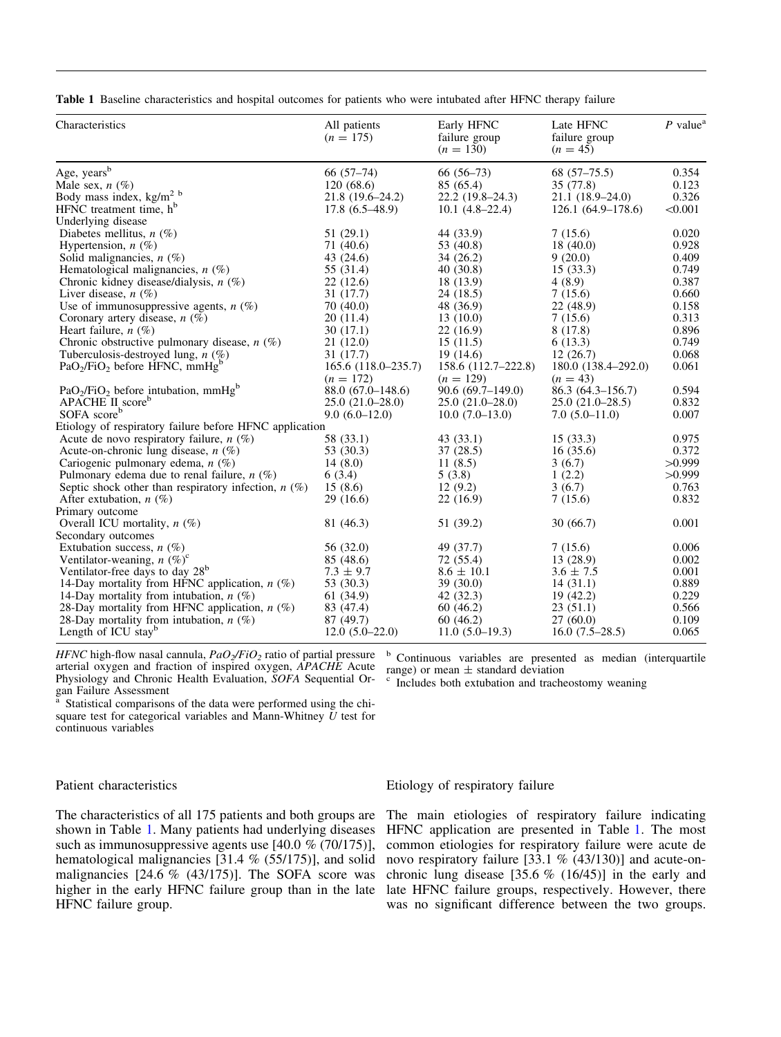**Table 1** Baseline characteristics and hospital outcomes for patients who were intubated after HFNC therapy failure

| Characteristics | All patients ($n = 175$) | Early HFNC failure group ($n = 130$) | Late HFNC failure group ($n = 45$) | $P$ value[a] |
|---|---|---|---|---|
| Age, years[b] | 66 (57–74) | 66 (56–73) | 68 (57–75.5) | 0.354 |
| Male sex, $n$ (%) | 120 (68.6) | 85 (65.4) | 35 (77.8) | 0.123 |
| Body mass index, kg/m[2] [b] | 21.8 (19.6–24.2) | 22.2 (19.8–24.3) | 21.1 (18.9–24.0) | 0.326 |
| HFNC treatment time, h[b] | 17.8 (6.5–48.9) | 10.1 (4.8–22.4) | 126.1 (64.9–178.6) | <0.001 |
| Underlying disease | | | | |
| Diabetes mellitus, $n$ (%) | 51 (29.1) | 44 (33.9) | 7 (15.6) | 0.020 |
| Hypertension, $n$ (%) | 71 (40.6) | 53 (40.8) | 18 (40.0) | 0.928 |
| Solid malignancies, $n$ (%) | 43 (24.6) | 34 (26.2) | 9 (20.0) | 0.409 |
| Hematological malignancies, $n$ (%) | 55 (31.4) | 40 (30.8) | 15 (33.3) | 0.749 |
| Chronic kidney disease/dialysis, $n$ (%) | 22 (12.6) | 18 (13.9) | 4 (8.9) | 0.387 |
| Liver disease, $n$ (%) | 31 (17.7) | 24 (18.5) | 7 (15.6) | 0.660 |
| Use of immunosuppressive agents, $n$ (%) | 70 (40.0) | 48 (36.9) | 22 (48.9) | 0.158 |
| Coronary artery disease, $n$ (%) | 20 (11.4) | 13 (10.0) | 7 (15.6) | 0.313 |
| Heart failure, $n$ (%) | 30 (17.1) | 22 (16.9) | 8 (17.8) | 0.896 |
| Chronic obstructive pulmonary disease, $n$ (%) | 21 (12.0) | 15 (11.5) | 6 (13.3) | 0.749 |
| Tuberculosis-destroyed lung, $n$ (%) | 31 (17.7) | 19 (14.6) | 12 (26.7) | 0.068 |
| $PaO_2/FiO_2$ before HFNC, mmHg[b] | 165.6 (118.0–235.7) ($n = 172$) | 158.6 (112.7–222.8) ($n = 129$) | 180.0 (138.4–292.0) ($n = 43$) | 0.061 |
| $PaO_2/FiO_2$ before intubation, mmHg[b] | 88.0 (67.0–148.6) | 90.6 (69.7–149.0) | 86.3 (64.3–156.7) | 0.594 |
| APACHE II score[b] | 25.0 (21.0–28.0) | 25.0 (21.0–28.0) | 25.0 (21.0–28.5) | 0.832 |
| SOFA score[b] | 9.0 (6.0–12.0) | 10.0 (7.0–13.0) | 7.0 (5.0–11.0) | 0.007 |
| Etiology of respiratory failure before HFNC application | | | | |
| Acute de novo respiratory failure, $n$ (%) | 58 (33.1) | 43 (33.1) | 15 (33.3) | 0.975 |
| Acute-on-chronic lung disease, $n$ (%) | 53 (30.3) | 37 (28.5) | 16 (35.6) | 0.372 |
| Cariogenic pulmonary edema, $n$ (%) | 14 (8.0) | 11 (8.5) | 3 (6.7) | >0.999 |
| Pulmonary edema due to renal failure, $n$ (%) | 6 (3.4) | 5 (3.8) | 1 (2.2) | >0.999 |
| Septic shock other than respiratory infection, $n$ (%) | 15 (8.6) | 12 (9.2) | 3 (6.7) | 0.763 |
| After extubation, $n$ (%) | 29 (16.6) | 22 (16.9) | 7 (15.6) | 0.832 |
| Primary outcome | | | | |
| Overall ICU mortality, $n$ (%) | 81 (46.3) | 51 (39.2) | 30 (66.7) | 0.001 |
| Secondary outcomes | | | | |
| Extubation success, $n$ (%) | 56 (32.0) | 49 (37.7) | 7 (15.6) | 0.006 |
| Ventilator-weaning, $n$ (%)[c] | 85 (48.6) | 72 (55.4) | 13 (28.9) | 0.002 |
| Ventilator-free days to day 28[b] | 7.3 ± 9.7 | 8.6 ± 10.1 | 3.6 ± 7.5 | 0.001 |
| 14-Day mortality from HFNC application, $n$ (%) | 53 (30.3) | 39 (30.0) | 14 (31.1) | 0.889 |
| 14-Day mortality from intubation, $n$ (%) | 61 (34.9) | 42 (32.3) | 19 (42.2) | 0.229 |
| 28-Day mortality from HFNC application, $n$ (%) | 83 (47.4) | 60 (46.2) | 23 (51.1) | 0.566 |
| 28-Day mortality from intubation, $n$ (%) | 87 (49.7) | 60 (46.2) | 27 (60.0) | 0.109 |
| Length of ICU stay[b] | 12.0 (5.0–22.0) | 11.0 (5.0–19.3) | 16.0 (7.5–28.5) | 0.065 |

*HFNC* high-flow nasal cannula, *$PaO_2/FiO_2$* ratio of partial pressure arterial oxygen and fraction of inspired oxygen, *APACHE* Acute Physiology and Chronic Health Evaluation, *SOFA* Sequential Organ Failure Assessment

[a] Statistical comparisons of the data were performed using the chi-square test for categorical variables and Mann-Whitney $U$ test for continuous variables

[b] Continuous variables are presented as median (interquartile range) or mean ± standard deviation

[c] Includes both extubation and tracheostomy weaning

### Patient characteristics

The characteristics of all 175 patients and both groups are shown in Table 1. Many patients had underlying diseases such as immunosuppressive agents use [40.0 % (70/175)], hematological malignancies [31.4 % (55/175)], and solid malignancies [24.6 % (43/175)]. The SOFA score was higher in the early HFNC failure group than in the late HFNC failure group.

### Etiology of respiratory failure

The main etiologies of respiratory failure indicating HFNC application are presented in Table 1. The most common etiologies for respiratory failure were acute de novo respiratory failure [33.1 % (43/130)] and acute-on-chronic lung disease [35.6 % (16/45)] in the early and late HFNC failure groups, respectively. However, there was no significant difference between the two groups.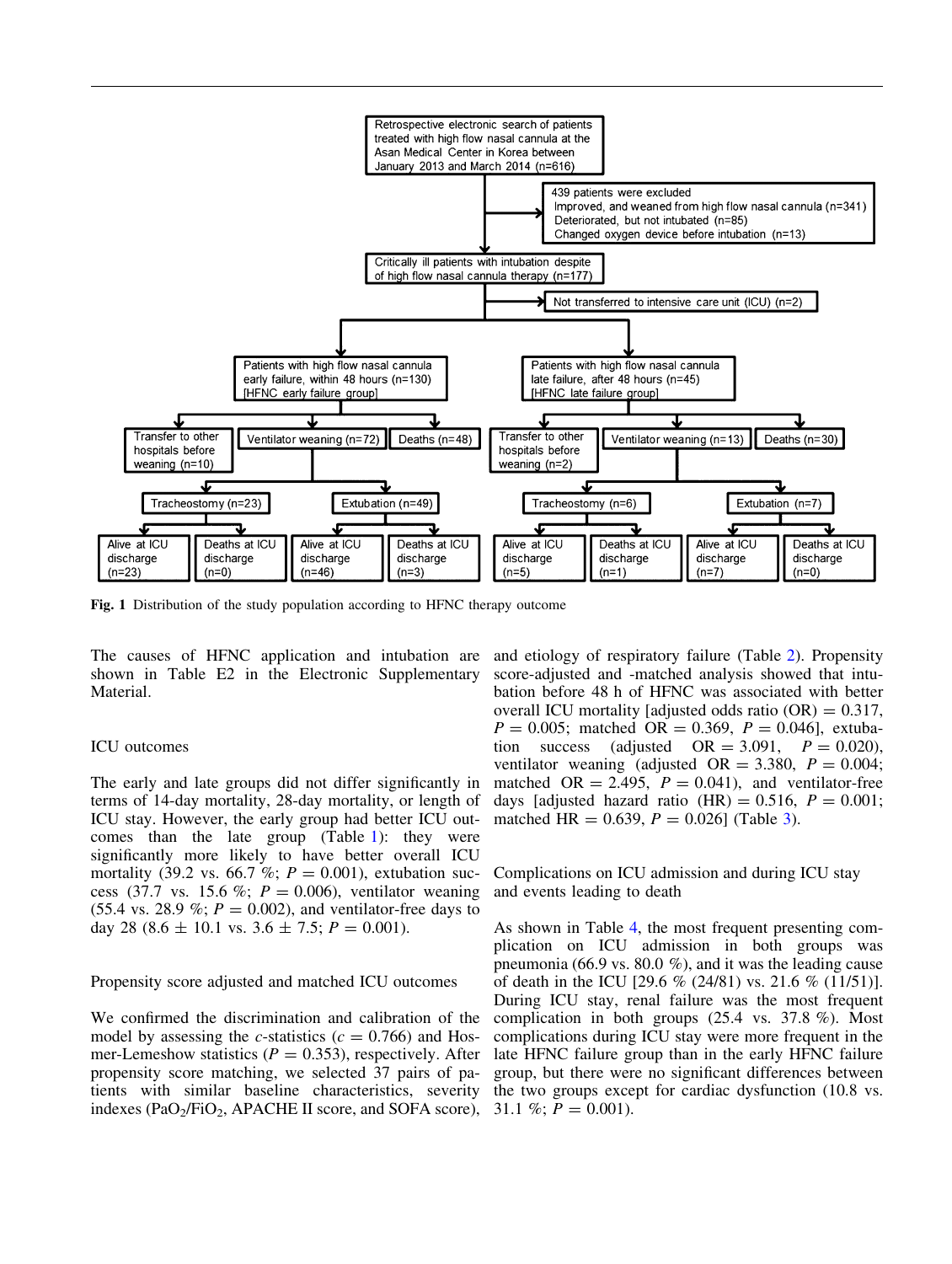Retrospective electronic search of patients treated with high flow nasal cannula at the Asan Medical Center in Korea between January 2013 and March 2014 (n=616)

439 patients were excluded
Improved, and weaned from high flow nasal cannula (n=341)
Deteriorated, but not intubated (n=85)
Changed oxygen device before intubation (n=13)

Critically ill patients with intubation despite of high flow nasal cannula therapy (n=177)

Not transferred to intensive care unit (ICU) (n=2)

Patients with high flow nasal cannula early failure, within 48 hours (n=130) [HFNC early failure group]

Patients with high flow nasal cannula late failure, after 48 hours (n=45) [HFNC late failure group]

Transfer to other hospitals before weaning (n=10) | Ventilator weaning (n=72) | Deaths (n=48)

Transfer to other hospitals before weaning (n=2) | Ventilator weaning (n=13) | Deaths (n=30)

Tracheostomy (n=23) | Extubation (n=49) | Tracheostomy (n=6) | Extubation (n=7)

Alive at ICU discharge (n=23) | Deaths at ICU discharge (n=0) | Alive at ICU discharge (n=46) | Deaths at ICU discharge (n=3) | Alive at ICU discharge (n=5) | Deaths at ICU discharge (n=1) | Alive at ICU discharge (n=7) | Deaths at ICU discharge (n=0)

**Fig. 1** Distribution of the study population according to HFNC therapy outcome

The causes of HFNC application and intubation are shown in Table E2 in the Electronic Supplementary Material.

### ICU outcomes

The early and late groups did not differ significantly in terms of 14-day mortality, 28-day mortality, or length of ICU stay. However, the early group had better ICU outcomes than the late group (Table 1): they were significantly more likely to have better overall ICU mortality (39.2 vs. 66.7 %; $P = 0.001$), extubation success (37.7 vs. 15.6 %; $P = 0.006$), ventilator weaning (55.4 vs. 28.9 %; $P = 0.002$), and ventilator-free days to day 28 ($8.6 \pm 10.1$ vs. $3.6 \pm 7.5$; $P = 0.001$).

### Propensity score adjusted and matched ICU outcomes

We confirmed the discrimination and calibration of the model by assessing the *c*-statistics ($c = 0.766$) and Hosmer-Lemeshow statistics ($P = 0.353$), respectively. After propensity score matching, we selected 37 pairs of patients with similar baseline characteristics, severity indexes ($PaO_2/FiO_2$, APACHE II score, and SOFA score), and etiology of respiratory failure (Table 2). Propensity score-adjusted and -matched analysis showed that intubation before 48 h of HFNC was associated with better overall ICU mortality [adjusted odds ratio (OR) = 0.317, $P = 0.005$; matched OR = 0.369, $P = 0.046$], extubation success (adjusted OR = 3.091, $P = 0.020$), ventilator weaning (adjusted OR = 3.380, $P = 0.004$; matched OR = 2.495, $P = 0.041$), and ventilator-free days [adjusted hazard ratio (HR) = 0.516, $P = 0.001$; matched HR = 0.639, $P = 0.026$] (Table 3).

### Complications on ICU admission and during ICU stay and events leading to death

As shown in Table 4, the most frequent presenting complication on ICU admission in both groups was pneumonia (66.9 vs. 80.0 %), and it was the leading cause of death in the ICU [29.6 % (24/81) vs. 21.6 % (11/51)]. During ICU stay, renal failure was the most frequent complication in both groups (25.4 vs. 37.8 %). Most complications during ICU stay were more frequent in the late HFNC failure group than in the early HFNC failure group, but there were no significant differences between the two groups except for cardiac dysfunction (10.8 vs. 31.1 %; $P = 0.001$).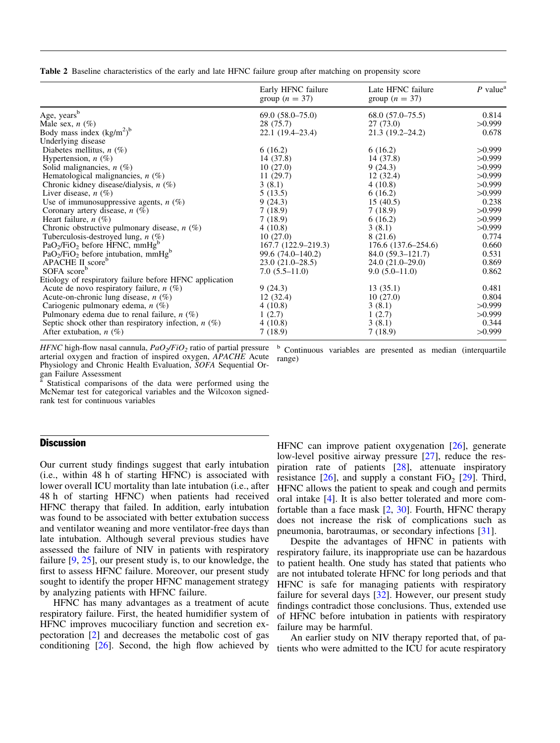Table 2 Baseline characteristics of the early and late HFNC failure group after matching on propensity score

| | Early HFNC failure group ($n = 37$) | Late HFNC failure group ($n = 37$) | P value[a] |
|---|---|---|---|
| Age, years[b] | 69.0 (58.0–75.0) | 68.0 (57.0–75.5) | 0.814 |
| Male sex, n (%) | 28 (75.7) | 27 (73.0) | >0.999 |
| Body mass index (kg/m$^2$)[b] | 22.1 (19.4–23.4) | 21.3 (19.2–24.2) | 0.678 |
| Underlying disease | | | |
| Diabetes mellitus, n (%) | 6 (16.2) | 6 (16.2) | >0.999 |
| Hypertension, n (%) | 14 (37.8) | 14 (37.8) | >0.999 |
| Solid malignancies, n (%) | 10 (27.0) | 9 (24.3) | >0.999 |
| Hematological malignancies, n (%) | 11 (29.7) | 12 (32.4) | >0.999 |
| Chronic kidney disease/dialysis, n (%) | 3 (8.1) | 4 (10.8) | >0.999 |
| Liver disease, n (%) | 5 (13.5) | 6 (16.2) | >0.999 |
| Use of immunosuppressive agents, n (%) | 9 (24.3) | 15 (40.5) | 0.238 |
| Coronary artery disease, n (%) | 7 (18.9) | 7 (18.9) | >0.999 |
| Heart failure, n (%) | 7 (18.9) | 6 (16.2) | >0.999 |
| Chronic obstructive pulmonary disease, n (%) | 4 (10.8) | 3 (8.1) | >0.999 |
| Tuberculosis-destroyed lung, n (%) | 10 (27.0) | 8 (21.6) | 0.774 |
| $PaO_2/FiO_2$ before HFNC, mmHg[b] | 167.7 (122.9–219.3) | 176.6 (137.6–254.6) | 0.660 |
| $PaO_2/FiO_2$ before intubation, mmHg[b] | 99.6 (74.0–140.2) | 84.0 (59.3–121.7) | 0.531 |
| APACHE II score[b] | 23.0 (21.0–28.5) | 24.0 (21.0–29.0) | 0.869 |
| SOFA score[b] | 7.0 (5.5–11.0) | 9.0 (5.0–11.0) | 0.862 |
| Etiology of respiratory failure before HFNC application | | | |
| Acute de novo respiratory failure, n (%) | 9 (24.3) | 13 (35.1) | 0.481 |
| Acute-on-chronic lung disease, n (%) | 12 (32.4) | 10 (27.0) | 0.804 |
| Cariogenic pulmonary edema, n (%) | 4 (10.8) | 3 (8.1) | >0.999 |
| Pulmonary edema due to renal failure, n (%) | 1 (2.7) | 1 (2.7) | >0.999 |
| Septic shock other than respiratory infection, n (%) | 4 (10.8) | 3 (8.1) | 0.344 |
| After extubation, n (%) | 7 (18.9) | 7 (18.9) | >0.999 |

*HFNC* high-flow nasal cannula, *$PaO_2/FiO_2$* ratio of partial pressure arterial oxygen and fraction of inspired oxygen, *APACHE* Acute Physiology and Chronic Health Evaluation, *SOFA* Sequential Organ Failure Assessment

[a] Statistical comparisons of the data were performed using the McNemar test for categorical variables and the Wilcoxon signed-rank test for continuous variables

[b] Continuous variables are presented as median (interquartile range)

## Discussion

Our current study findings suggest that early intubation (i.e., within 48 h of starting HFNC) is associated with lower overall ICU mortality than late intubation (i.e., after 48 h of starting HFNC) when patients had received HFNC therapy that failed. In addition, early intubation was found to be associated with better extubation success and ventilator weaning and more ventilator-free days than late intubation. Although several previous studies have assessed the failure of NIV in patients with respiratory failure [9, 25], our present study is, to our knowledge, the first to assess HFNC failure. Moreover, our present study sought to identify the proper HFNC management strategy by analyzing patients with HFNC failure.

HFNC has many advantages as a treatment of acute respiratory failure. First, the heated humidifier system of HFNC improves mucociliary function and secretion expectoration [2] and decreases the metabolic cost of gas conditioning [26]. Second, the high flow achieved by HFNC can improve patient oxygenation [26], generate low-level positive airway pressure [27], reduce the respiration rate of patients [28], attenuate inspiratory resistance [26], and supply a constant $FiO_2$ [29]. Third, HFNC allows the patient to speak and cough and permits oral intake [4]. It is also better tolerated and more comfortable than a face mask [2, 30]. Fourth, HFNC therapy does not increase the risk of complications such as pneumonia, barotraumas, or secondary infections [31].

Despite the advantages of HFNC in patients with respiratory failure, its inappropriate use can be hazardous to patient health. One study has stated that patients who are not intubated tolerate HFNC for long periods and that HFNC is safe for managing patients with respiratory failure for several days [32]. However, our present study findings contradict those conclusions. Thus, extended use of HFNC before intubation in patients with respiratory failure may be harmful.

An earlier study on NIV therapy reported that, of patients who were admitted to the ICU for acute respiratory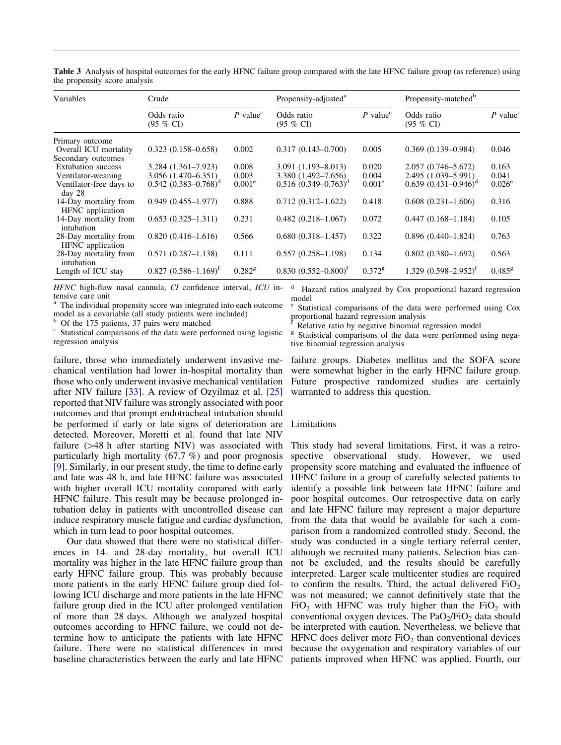**Table 3** Analysis of hospital outcomes for the early HFNC failure group compared with the late HFNC failure group (as reference) using the propensity score analysis

| Variables | Crude | | Propensity-adjusted[a] | | Propensity-matched[b] | |
|---|---|---|---|---|---|---|
| | Odds ratio (95 % CI) | P value[c] | Odds ratio (95 % CI) | P value[c] | Odds ratio (95 % CI) | P value[c] |
| Primary outcome | | | | | | |
| Overall ICU mortality | 0.323 (0.158–0.658) | 0.002 | 0.317 (0.143–0.700) | 0.005 | 0.369 (0.139–0.984) | 0.046 |
| Secondary outcomes | | | | | | |
| Extubation success | 3.284 (1.361–7.923) | 0.008 | 3.091 (1.193–8.013) | 0.020 | 2.057 (0.746–5.672) | 0.163 |
| Ventilator-weaning | 3.056 (1.470–6.351) | 0.003 | 3.380 (1.492–7.656) | 0.004 | 2.495 (1.039–5.991) | 0.041 |
| Ventilator-free days to day 28 | 0.542 (0.383–0.768)[d] | 0.001[e] | 0.516 (0.349–0.763)[d] | 0.001[e] | 0.639 (0.431–0.946)[d] | 0.026[e] |
| 14-Day mortality from HFNC application | 0.949 (0.455–1.977) | 0.888 | 0.712 (0.312–1.622) | 0.418 | 0.608 (0.231–1.606) | 0.316 |
| 14-Day mortality from intubation | 0.653 (0.325–1.311) | 0.231 | 0.482 (0.218–1.067) | 0.072 | 0.447 (0.168–1.184) | 0.105 |
| 28-Day mortality from HFNC application | 0.820 (0.416–1.616) | 0.566 | 0.680 (0.318–1.457) | 0.322 | 0.896 (0.440–1.824) | 0.763 |
| 28-Day mortality from intubation | 0.571 (0.287–1.138) | 0.111 | 0.557 (0.258–1.198) | 0.134 | 0.802 (0.380–1.692) | 0.563 |
| Length of ICU stay | 0.827 (0.586–1.169)[f] | 0.282[g] | 0.830 (0.552–0.800)[f] | 0.372[g] | 1.329 (0.598–2.952)[f] | 0.485[g] |

*HFNC* high-flow nasal cannula, *CI* confidence interval, *ICU* intensive care unit

[a] The individual propensity score was integrated into each outcome model as a covariable (all study patients were included)

[b] Of the 175 patients, 37 pairs were matched

[c] Statistical comparisons of the data were performed using logistic regression analysis

[d] Hazard ratios analyzed by Cox proportional hazard regression model

[e] Statistical comparisons of the data were performed using Cox proportional hazard regression analysis

[f] Relative ratio by negative binomial regression model

[g] Statistical comparisons of the data were performed using negative binomial regression analysis

failure, those who immediately underwent invasive mechanical ventilation had lower in-hospital mortality than those who only underwent invasive mechanical ventilation after NIV failure [33]. A review of Ozyilmaz et al. [25] reported that NIV failure was strongly associated with poor outcomes and that prompt endotracheal intubation should be performed if early or late signs of deterioration are detected. Moreover, Moretti et al. found that late NIV failure (>48 h after starting NIV) was associated with particularly high mortality (67.7 %) and poor prognosis [9]. Similarly, in our present study, the time to define early and late was 48 h, and late HFNC failure was associated with higher overall ICU mortality compared with early HFNC failure. This result may be because prolonged intubation delay in patients with uncontrolled disease can induce respiratory muscle fatigue and cardiac dysfunction, which in turn lead to poor hospital outcomes.

Our data showed that there were no statistical differences in 14- and 28-day mortality, but overall ICU mortality was higher in the late HFNC failure group than early HFNC failure group. This was probably because more patients in the early HFNC failure group died following ICU discharge and more patients in the late HFNC failure group died in the ICU after prolonged ventilation of more than 28 days. Although we analyzed hospital outcomes according to HFNC failure, we could not determine how to anticipate the patients with late HFNC failure. There were no statistical differences in most baseline characteristics between the early and late HFNC failure groups. Diabetes mellitus and the SOFA score were somewhat higher in the early HFNC failure group. Future prospective randomized studies are certainly warranted to address this question.

## Limitations

This study had several limitations. First, it was a retrospective observational study. However, we used propensity score matching and evaluated the influence of HFNC failure in a group of carefully selected patients to identify a possible link between late HFNC failure and poor hospital outcomes. Our retrospective data on early and late HFNC failure may represent a major departure from the data that would be available for such a comparison from a randomized controlled study. Second, the study was conducted in a single tertiary referral center, although we recruited many patients. Selection bias cannot be excluded, and the results should be carefully interpreted. Larger scale multicenter studies are required to confirm the results. Third, the actual delivered $FiO_2$ was not measured; we cannot definitively state that the $FiO_2$ with HFNC was truly higher than the $FiO_2$ with conventional oxygen devices. The $PaO_2/FiO_2$ data should be interpreted with caution. Nevertheless, we believe that HFNC does deliver more $FiO_2$ than conventional devices because the oxygenation and respiratory variables of our patients improved when HFNC was applied. Fourth, our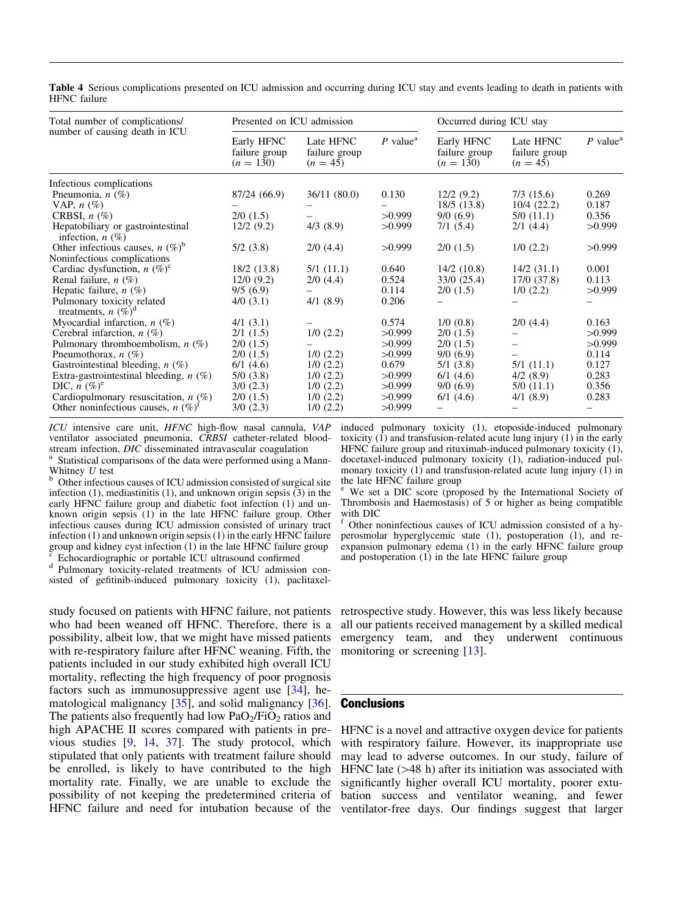Table 4 Serious complications presented on ICU admission and occurring during ICU stay and events leading to death in patients with HFNC failure

| Total number of complications/ number of causing death in ICU | Presented on ICU admission | | | Occurred during ICU stay | | |
|---|---|---|---|---|---|---|
| | Early HFNC failure group ($n = 130$) | Late HFNC failure group ($n = 45$) | $P$ value[a] | Early HFNC failure group ($n = 130$) | Late HFNC failure group ($n = 45$) | $P$ value[a] |
| Infectious complications | | | | | | |
| Pneumonia, $n$ (%) | 87/24 (66.9) | 36/11 (80.0) | 0.130 | 12/2 (9.2) | 7/3 (15.6) | 0.269 |
| VAP, $n$ (%) | – | – | – | 18/5 (13.8) | 10/4 (22.2) | 0.187 |
| CRBSI, $n$ (%) | 2/0 (1.5) | – | >0.999 | 9/0 (6.9) | 5/0 (11.1) | 0.356 |
| Hepatobiliary or gastrointestinal infection, $n$ (%) | 12/2 (9.2) | 4/3 (8.9) | >0.999 | 7/1 (5.4) | 2/1 (4.4) | >0.999 |
| Other infectious causes, $n$ (%)[b] | 5/2 (3.8) | 2/0 (4.4) | >0.999 | 2/0 (1.5) | 1/0 (2.2) | >0.999 |
| Noninfectious complications | | | | | | |
| Cardiac dysfunction, $n$ (%)[c] | 18/2 (13.8) | 5/1 (11.1) | 0.640 | 14/2 (10.8) | 14/2 (31.1) | 0.001 |
| Renal failure, $n$ (%) | 12/0 (9.2) | 2/0 (4.4) | 0.524 | 33/0 (25.4) | 17/0 (37.8) | 0.113 |
| Hepatic failure, $n$ (%) | 9/5 (6.9) | – | 0.114 | 2/0 (1.5) | 1/0 (2.2) | >0.999 |
| Pulmonary toxicity related treatments, $n$ (%)[d] | 4/0 (3.1) | 4/1 (8.9) | 0.206 | – | – | – |
| Myocardial infarction, $n$ (%) | 4/1 (3.1) | – | 0.574 | 1/0 (0.8) | 2/0 (4.4) | 0.163 |
| Cerebral infarction, $n$ (%) | 2/1 (1.5) | 1/0 (2.2) | >0.999 | 2/0 (1.5) | – | >0.999 |
| Pulmonary thromboembolism, $n$ (%) | 2/0 (1.5) | – | >0.999 | 2/0 (1.5) | – | >0.999 |
| Pneumothorax, $n$ (%) | 2/0 (1.5) | 1/0 (2.2) | >0.999 | 9/0 (6.9) | – | 0.114 |
| Gastrointestinal bleeding, $n$ (%) | 6/1 (4.6) | 1/0 (2.2) | 0.679 | 5/1 (3.8) | 5/1 (11.1) | 0.127 |
| Extra-gastrointestinal bleeding, $n$ (%) | 5/0 (3.8) | 1/0 (2.2) | >0.999 | 6/1 (4.6) | 4/2 (8.9) | 0.283 |
| DIC, $n$ (%)[e] | 3/0 (2.3) | 1/0 (2.2) | >0.999 | 9/0 (6.9) | 5/0 (11.1) | 0.356 |
| Cardiopulmonary resuscitation, $n$ (%) | 2/0 (1.5) | 1/0 (2.2) | >0.999 | 6/1 (4.6) | 4/1 (8.9) | 0.283 |
| Other noninfectious causes, $n$ (%)[f] | 3/0 (2.3) | 1/0 (2.2) | >0.999 | – | – | – |

*ICU* intensive care unit, *HFNC* high-flow nasal cannula, *VAP* ventilator associated pneumonia, *CRBSI* catheter-related bloodstream infection, *DIC* disseminated intravascular coagulation

[a] Statistical comparisons of the data were performed using a Mann-Whitney $U$ test

[b] Other infectious causes of ICU admission consisted of surgical site infection (1), mediastinitis (1), and unknown origin sepsis (3) in the early HFNC failure group and diabetic foot infection (1) and unknown origin sepsis (1) in the late HFNC failure group. Other infectious causes during ICU admission consisted of urinary tract infection (1) and unknown origin sepsis (1) in the early HFNC failure group and kidney cyst infection (1) in the late HFNC failure group

[c] Echocardiographic or portable ICU ultrasound confirmed

[d] Pulmonary toxicity-related treatments of ICU admission consisted of gefitinib-induced pulmonary toxicity (1), paclitaxel-induced pulmonary toxicity (1), etoposide-induced pulmonary toxicity (1) and transfusion-related acute lung injury (1) in the early HFNC failure group and rituximab-induced pulmonary toxicity (1), docetaxel-induced pulmonary toxicity (1), radiation-induced pulmonary toxicity (1) and transfusion-related acute lung injury (1) in the late HFNC failure group

[e] We set a DIC score (proposed by the International Society of Thrombosis and Haemostasis) of 5 or higher as being compatible with DIC

[f] Other noninfectious causes of ICU admission consisted of a hyperosmolar hyperglycemic state (1), postoperation (1), and re-expansion pulmonary edema (1) in the early HFNC failure group and postoperation (1) in the late HFNC failure group

study focused on patients with HFNC failure, not patients who had been weaned off HFNC. Therefore, there is a possibility, albeit low, that we might have missed patients with re-respiratory failure after HFNC weaning. Fifth, the patients included in our study exhibited high overall ICU mortality, reflecting the high frequency of poor prognosis factors such as immunosuppressive agent use [34], hematological malignancy [35], and solid malignancy [36]. The patients also frequently had low $PaO_2/FiO_2$ ratios and high APACHE II scores compared with patients in previous studies [9, 14, 37]. The study protocol, which stipulated that only patients with treatment failure should be enrolled, is likely to have contributed to the high mortality rate. Finally, we are unable to exclude the possibility of not keeping the predetermined criteria of HFNC failure and need for intubation because of the retrospective study. However, this was less likely because all our patients received management by a skilled medical emergency team, and they underwent continuous monitoring or screening [13].

## Conclusions

HFNC is a novel and attractive oxygen device for patients with respiratory failure. However, its inappropriate use may lead to adverse outcomes. In our study, failure of HFNC late (>48 h) after its initiation was associated with significantly higher overall ICU mortality, poorer extubation success and ventilator weaning, and fewer ventilator-free days. Our findings suggest that larger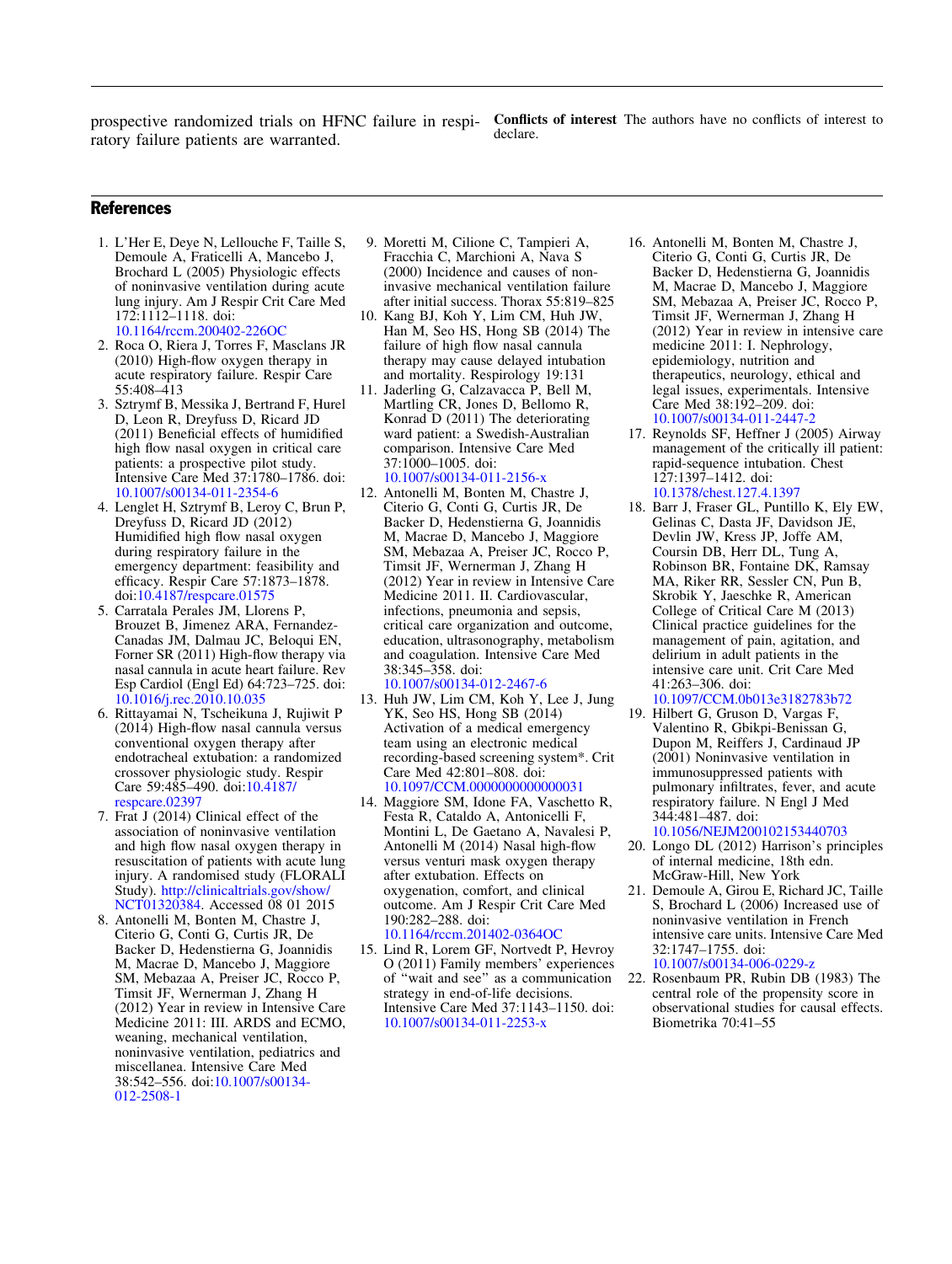prospective randomized trials on HFNC failure in respiratory failure patients are warranted.

**Conflicts of interest** The authors have no conflicts of interest to declare.

## References

1. L'Her E, Deye N, Lellouche F, Taille S, Demoule A, Fraticelli A, Mancebo J, Brochard L (2005) Physiologic effects of noninvasive ventilation during acute lung injury. Am J Respir Crit Care Med 172:1112–1118. doi: 10.1164/rccm.200402-226OC
2. Roca O, Riera J, Torres F, Masclans JR (2010) High-flow oxygen therapy in acute respiratory failure. Respir Care 55:408–413
3. Sztrymf B, Messika J, Bertrand F, Hurel D, Leon R, Dreyfuss D, Ricard JD (2011) Beneficial effects of humidified high flow nasal oxygen in critical care patients: a prospective pilot study. Intensive Care Med 37:1780–1786. doi: 10.1007/s00134-011-2354-6
4. Lenglet H, Sztrymf B, Leroy C, Brun P, Dreyfuss D, Ricard JD (2012) Humidified high flow nasal oxygen during respiratory failure in the emergency department: feasibility and efficacy. Respir Care 57:1873–1878. doi:10.4187/respcare.01575
5. Carratala Perales JM, Llorens P, Brouzet B, Jimenez ARA, Fernandez-Canadas JM, Dalmau JC, Beloqui EN, Forner SR (2011) High-flow therapy via nasal cannula in acute heart failure. Rev Esp Cardiol (Engl Ed) 64:723–725. doi: 10.1016/j.rec.2010.10.035
6. Rittayamai N, Tscheikuna J, Rujiwit P (2014) High-flow nasal cannula versus conventional oxygen therapy after endotracheal extubation: a randomized crossover physiologic study. Respir Care 59:485–490. doi:10.4187/respcare.02397
7. Frat J (2014) Clinical effect of the association of noninvasive ventilation and high flow nasal oxygen therapy in resuscitation of patients with acute lung injury. A randomised study (FLORALI Study). http://clinicaltrials.gov/show/NCT01320384. Accessed 08 01 2015
8. Antonelli M, Bonten M, Chastre J, Citerio G, Conti G, Curtis JR, De Backer D, Hedenstierna G, Joannidis M, Macrae D, Mancebo J, Maggiore SM, Mebazaa A, Preiser JC, Rocco P, Timsit JF, Wernerman J, Zhang H (2012) Year in review in Intensive Care Medicine 2011: III. ARDS and ECMO, weaning, mechanical ventilation, noninvasive ventilation, pediatrics and miscellanea. Intensive Care Med 38:542–556. doi:10.1007/s00134-012-2508-1
9. Moretti M, Cilione C, Tampieri A, Fracchia C, Marchioni A, Nava S (2000) Incidence and causes of non-invasive mechanical ventilation failure after initial success. Thorax 55:819–825
10. Kang BJ, Koh Y, Lim CM, Huh JW, Han M, Seo HS, Hong SB (2014) The failure of high flow nasal cannula therapy may cause delayed intubation and mortality. Respirology 19:131
11. Jaderling G, Calzavacca P, Bell M, Martling CR, Jones D, Bellomo R, Konrad D (2011) The deteriorating ward patient: a Swedish-Australian comparison. Intensive Care Med 37:1000–1005. doi: 10.1007/s00134-011-2156-x
12. Antonelli M, Bonten M, Chastre J, Citerio G, Conti G, Curtis JR, De Backer D, Hedenstierna G, Joannidis M, Macrae D, Mancebo J, Maggiore SM, Mebazaa A, Preiser JC, Rocco P, Timsit JF, Wernerman J, Zhang H (2012) Year in review in Intensive Care Medicine 2011. II. Cardiovascular, infections, pneumonia and sepsis, critical care organization and outcome, education, ultrasonography, metabolism and coagulation. Intensive Care Med 38:345–358. doi: 10.1007/s00134-012-2467-6
13. Huh JW, Lim CM, Koh Y, Lee J, Jung YK, Seo HS, Hong SB (2014) Activation of a medical emergency team using an electronic medical recording-based screening system*. Crit Care Med 42:801–808. doi: 10.1097/CCM.0000000000000031
14. Maggiore SM, Idone FA, Vaschetto R, Festa R, Cataldo A, Antonicelli F, Montini L, De Gaetano A, Navalesi P, Antonelli M (2014) Nasal high-flow versus venturi mask oxygen therapy after extubation. Effects on oxygenation, comfort, and clinical outcome. Am J Respir Crit Care Med 190:282–288. doi: 10.1164/rccm.201402-0364OC
15. Lind R, Lorem GF, Nortvedt P, Hevroy O (2011) Family members' experiences of "wait and see" as a communication strategy in end-of-life decisions. Intensive Care Med 37:1143–1150. doi: 10.1007/s00134-011-2253-x
16. Antonelli M, Bonten M, Chastre J, Citerio G, Conti G, Curtis JR, De Backer D, Hedenstierna G, Joannidis M, Macrae D, Mancebo J, Maggiore SM, Mebazaa A, Preiser JC, Rocco P, Timsit JF, Wernerman J, Zhang H (2012) Year in review in intensive care medicine 2011: I. Nephrology, epidemiology, nutrition and therapeutics, neurology, ethical and legal issues, experimentals. Intensive Care Med 38:192–209. doi: 10.1007/s00134-011-2447-2
17. Reynolds SF, Heffner J (2005) Airway management of the critically ill patient: rapid-sequence intubation. Chest 127:1397–1412. doi: 10.1378/chest.127.4.1397
18. Barr J, Fraser GL, Puntillo K, Ely EW, Gelinas C, Dasta JF, Davidson JE, Devlin JW, Kress JP, Joffe AM, Coursin DB, Herr DL, Tung A, Robinson BR, Fontaine DK, Ramsay MA, Riker RR, Sessler CN, Pun B, Skrobik Y, Jaeschke R, American College of Critical Care M (2013) Clinical practice guidelines for the management of pain, agitation, and delirium in adult patients in the intensive care unit. Crit Care Med 41:263–306. doi: 10.1097/CCM.0b013e3182783b72
19. Hilbert G, Gruson D, Vargas F, Valentino R, Gbikpi-Benissan G, Dupon M, Reiffers J, Cardinaud JP (2001) Noninvasive ventilation in immunosuppressed patients with pulmonary infiltrates, fever, and acute respiratory failure. N Engl J Med 344:481–487. doi: 10.1056/NEJM200102153440703
20. Longo DL (2012) Harrison's principles of internal medicine, 18th edn. McGraw-Hill, New York
21. Demoule A, Girou E, Richard JC, Taille S, Brochard L (2006) Increased use of noninvasive ventilation in French intensive care units. Intensive Care Med 32:1747–1755. doi: 10.1007/s00134-006-0229-z
22. Rosenbaum PR, Rubin DB (1983) The central role of the propensity score in observational studies for causal effects. Biometrika 70:41–55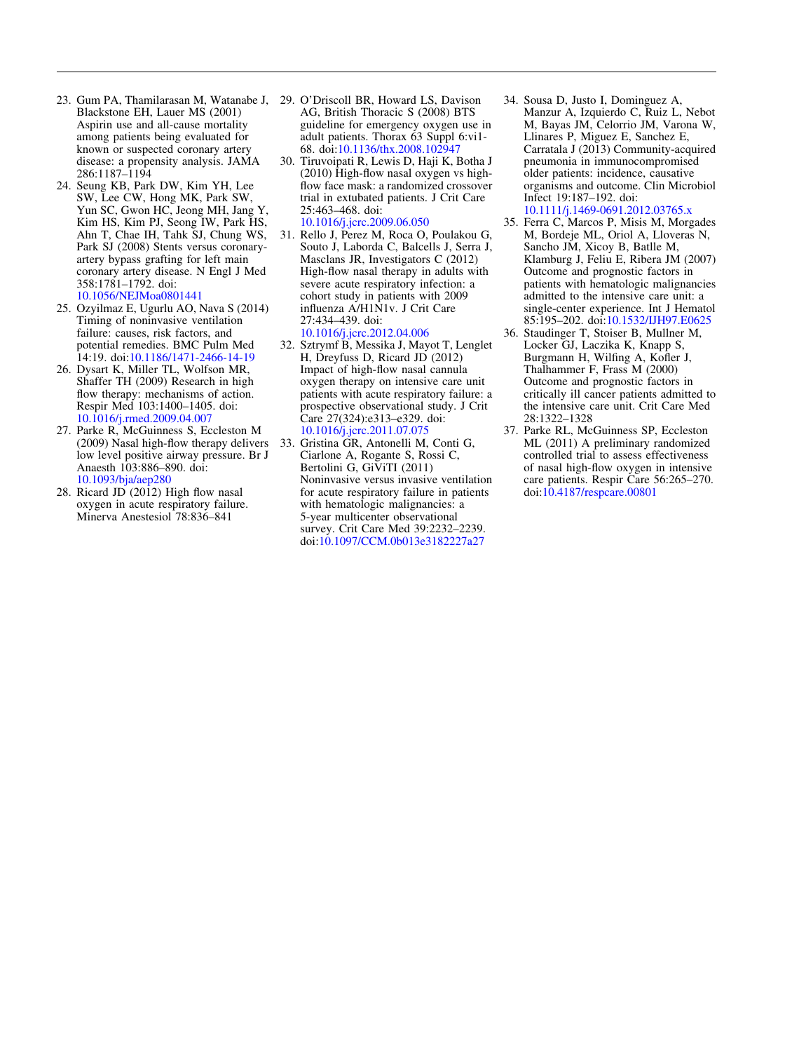23. Gum PA, Thamilarasan M, Watanabe J, Blackstone EH, Lauer MS (2001) Aspirin use and all-cause mortality among patients being evaluated for known or suspected coronary artery disease: a propensity analysis. JAMA 286:1187–1194
24. Seung KB, Park DW, Kim YH, Lee SW, Lee CW, Hong MK, Park SW, Yun SC, Gwon HC, Jeong MH, Jang Y, Kim HS, Kim PJ, Seong IW, Park HS, Ahn T, Chae IH, Tahk SJ, Chung WS, Park SJ (2008) Stents versus coronary-artery bypass grafting for left main coronary artery disease. N Engl J Med 358:1781–1792. doi:10.1056/NEJMoa0801441
25. Ozyilmaz E, Ugurlu AO, Nava S (2014) Timing of noninvasive ventilation failure: causes, risk factors, and potential remedies. BMC Pulm Med 14:19. doi:10.1186/1471-2466-14-19
26. Dysart K, Miller TL, Wolfson MR, Shaffer TH (2009) Research in high flow therapy: mechanisms of action. Respir Med 103:1400–1405. doi:10.1016/j.rmed.2009.04.007
27. Parke R, McGuinness S, Eccleston M (2009) Nasal high-flow therapy delivers low level positive airway pressure. Br J Anaesth 103:886–890. doi:10.1093/bja/aep280
28. Ricard JD (2012) High flow nasal oxygen in acute respiratory failure. Minerva Anestesiol 78:836–841
29. O'Driscoll BR, Howard LS, Davison AG, British Thoracic S (2008) BTS guideline for emergency oxygen use in adult patients. Thorax 63 Suppl 6:vi1-68. doi:10.1136/thx.2008.102947
30. Tiruvoipati R, Lewis D, Haji K, Botha J (2010) High-flow nasal oxygen vs high-flow face mask: a randomized crossover trial in extubated patients. J Crit Care 25:463–468. doi:10.1016/j.jcrc.2009.06.050
31. Rello J, Perez M, Roca O, Poulakou G, Souto J, Laborda C, Balcells J, Serra J, Masclans JR, Investigators C (2012) High-flow nasal therapy in adults with severe acute respiratory infection: a cohort study in patients with 2009 influenza A/H1N1v. J Crit Care 27:434–439. doi:10.1016/j.jcrc.2012.04.006
32. Sztrymf B, Messika J, Mayot T, Lenglet H, Dreyfuss D, Ricard JD (2012) Impact of high-flow nasal cannula oxygen therapy on intensive care unit patients with acute respiratory failure: a prospective observational study. J Crit Care 27(324):e313–e329. doi:10.1016/j.jcrc.2011.07.075
33. Gristina GR, Antonelli M, Conti G, Ciarlone A, Rogante S, Rossi C, Bertolini G, GiViTI (2011) Noninvasive versus invasive ventilation for acute respiratory failure in patients with hematologic malignancies: a 5-year multicenter observational survey. Crit Care Med 39:2232–2239. doi:10.1097/CCM.0b013e3182227a27
34. Sousa D, Justo I, Dominguez A, Manzur A, Izquierdo C, Ruiz L, Nebot M, Bayas JM, Celorrio JM, Varona W, Llinares P, Miguez E, Sanchez E, Carratala J (2013) Community-acquired pneumonia in immunocompromised older patients: incidence, causative organisms and outcome. Clin Microbiol Infect 19:187–192. doi:10.1111/j.1469-0691.2012.03765.x
35. Ferra C, Marcos P, Misis M, Morgades M, Bordeje ML, Oriol A, Lloveras N, Sancho JM, Xicoy B, Batlle M, Klamburg J, Feliu E, Ribera JM (2007) Outcome and prognostic factors in patients with hematologic malignancies admitted to the intensive care unit: a single-center experience. Int J Hematol 85:195–202. doi:10.1532/IJH97.E0625
36. Staudinger T, Stoiser B, Mullner M, Locker GJ, Laczika K, Knapp S, Burgmann H, Wilfing A, Kofler J, Thalhammer F, Frass M (2000) Outcome and prognostic factors in critically ill cancer patients admitted to the intensive care unit. Crit Care Med 28:1322–1328
37. Parke RL, McGuinness SP, Eccleston ML (2011) A preliminary randomized controlled trial to assess effectiveness of nasal high-flow oxygen in intensive care patients. Respir Care 56:265–270. doi:10.4187/respcare.00801